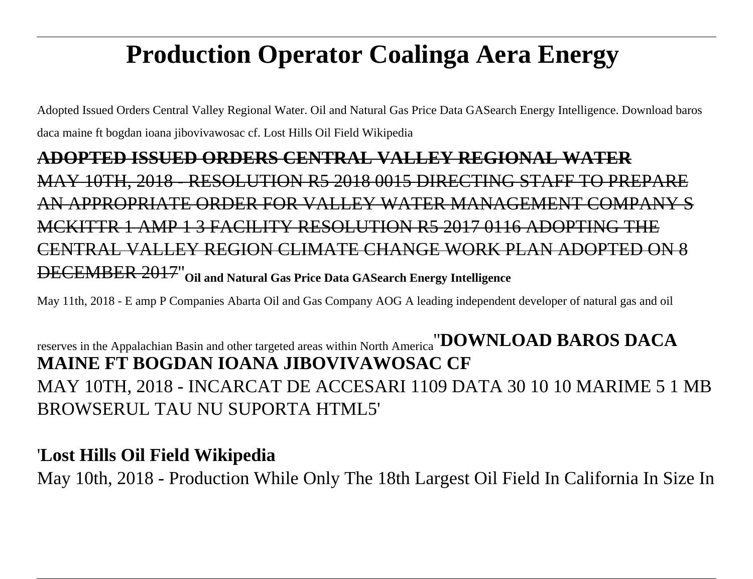# Production Operator Coalinga Aera Energy

Adopted Issued Orders Central Valley Regional Water. Oil and Natural Gas Price Data GASearch Energy Intelligence. Download baros daca maine ft bogdan ioana jibovivawosac cf. Lost Hills Oil Field Wikipedia

**~~ADOPTED ISSUED ORDERS CENTRAL VALLEY REGIONAL WATER~~**

~~MAY 10TH, 2018 - RESOLUTION R5 2018 0015 DIRECTING STAFF TO PREPARE AN APPROPRIATE ORDER FOR VALLEY WATER MANAGEMENT COMPANY S MCKITTR 1 AMP 1 3 FACILITY RESOLUTION R5 2017 0116 ADOPTING THE CENTRAL VALLEY REGION CLIMATE CHANGE WORK PLAN ADOPTED ON 8 DECEMBER 2017~~''**Oil and Natural Gas Price Data GASearch Energy Intelligence**

May 11th, 2018 - E amp P Companies Abarta Oil and Gas Company AOG A leading independent developer of natural gas and oil reserves in the Appalachian Basin and other targeted areas within North America''**DOWNLOAD BAROS DACA MAINE FT BOGDAN IOANA JIBOVIVAWOSAC CF**

MAY 10TH, 2018 - INCARCAT DE ACCESARI 1109 DATA 30 10 10 MARIME 5 1 MB BROWSERUL TAU NU SUPORTA HTML5'

'**Lost Hills Oil Field Wikipedia**

May 10th, 2018 - Production While Only The 18th Largest Oil Field In California In Size In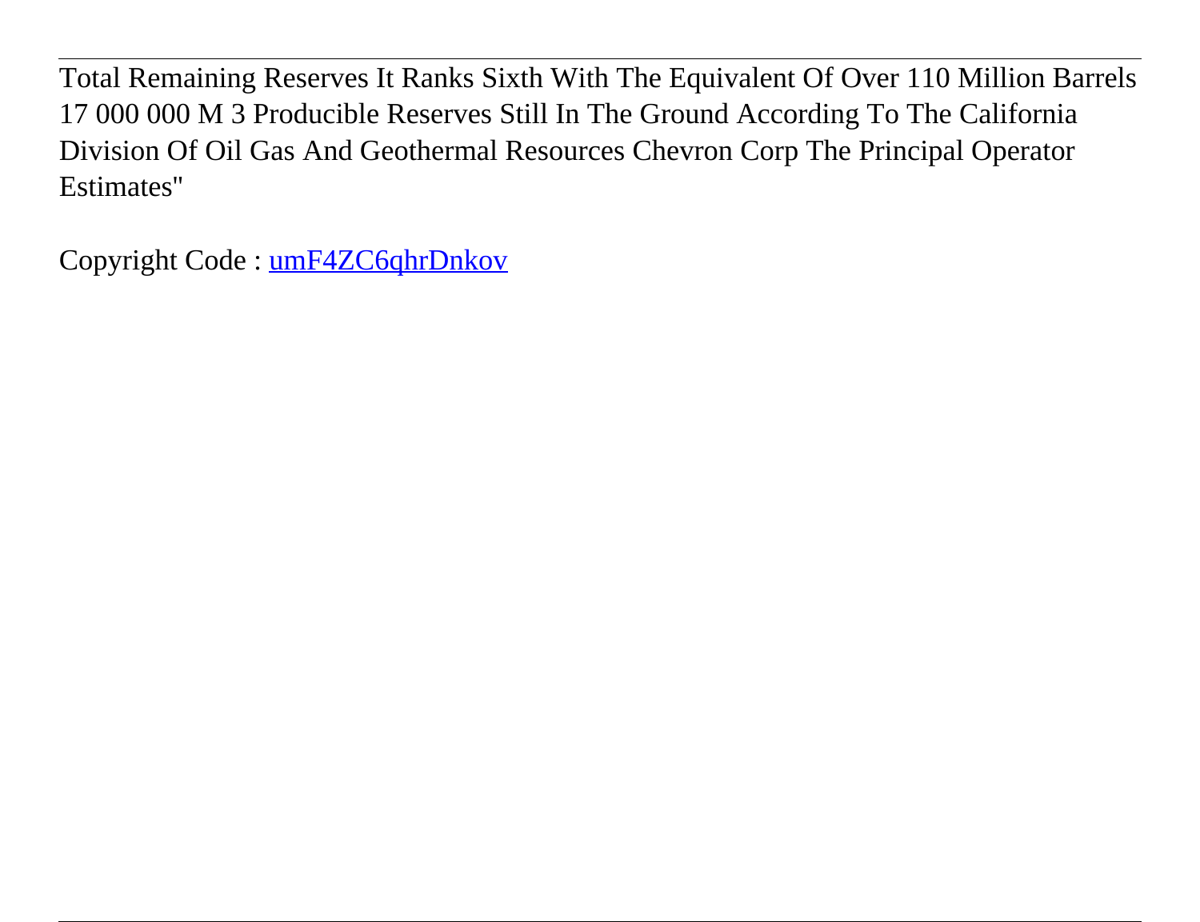Total Remaining Reserves It Ranks Sixth With The Equivalent Of Over 110 Million Barrels 17 000 000 M 3 Producible Reserves Still In The Ground According To The California Division Of Oil Gas And Geothermal Resources Chevron Corp The Principal Operator Estimates"

Copyright Code : umF4ZC6qhrDnkov